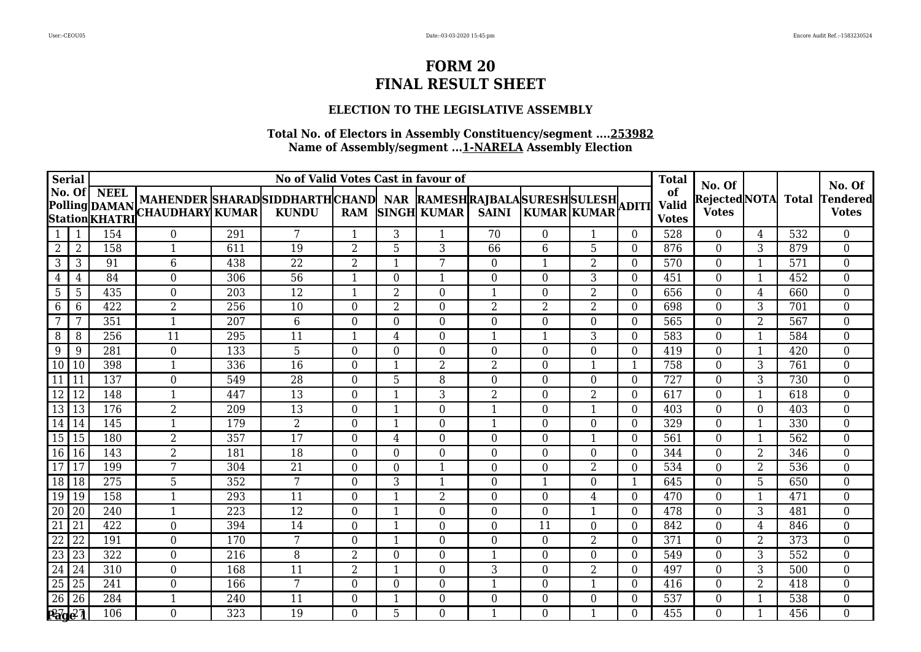# FORM 20
# FINAL RESULT SHEET

### ELECTION TO THE LEGISLATIVE ASSEMBLY

**Total No. of Electors in Assembly Constituency/segment ....253982**
**Name of Assembly/segment ...1-NARELA Assembly Election**

| Serial | No. Of Polling Station | NEEL DAMAN KHATRI | MAHENDER CHAUDHARY | SHARAD KUMAR | SIDDHARTH KUNDU | CHAND RAM | NAR SINGH | RAMESH KUMAR | RAJBALA SAINI | SURESH KUMAR | SULESH KUMAR | ADITI | Total of Valid Votes | No. Of Rejected Votes | NOTA | Total | No. Of Tendered Votes |
|---|---|---|---|---|---|---|---|---|---|---|---|---|---|---|---|---|---|
| | | No of Valid Votes Cast in favour of | | | | | | | | | | | | | | | |
| 1 | 1 | 154 | 0 | 291 | 7 | 1 | 3 | 1 | 70 | 0 | 1 | 0 | 528 | 0 | 4 | 532 | 0 |
| 2 | 2 | 158 | 1 | 611 | 19 | 2 | 5 | 3 | 66 | 6 | 5 | 0 | 876 | 0 | 3 | 879 | 0 |
| 3 | 3 | 91 | 6 | 438 | 22 | 2 | 1 | 7 | 0 | 1 | 2 | 0 | 570 | 0 | 1 | 571 | 0 |
| 4 | 4 | 84 | 0 | 306 | 56 | 1 | 0 | 1 | 0 | 0 | 3 | 0 | 451 | 0 | 1 | 452 | 0 |
| 5 | 5 | 435 | 0 | 203 | 12 | 1 | 2 | 0 | 1 | 0 | 2 | 0 | 656 | 0 | 4 | 660 | 0 |
| 6 | 6 | 422 | 2 | 256 | 10 | 0 | 2 | 0 | 2 | 2 | 2 | 0 | 698 | 0 | 3 | 701 | 0 |
| 7 | 7 | 351 | 1 | 207 | 6 | 0 | 0 | 0 | 0 | 0 | 0 | 0 | 565 | 0 | 2 | 567 | 0 |
| 8 | 8 | 256 | 11 | 295 | 11 | 1 | 4 | 0 | 1 | 1 | 3 | 0 | 583 | 0 | 1 | 584 | 0 |
| 9 | 9 | 281 | 0 | 133 | 5 | 0 | 0 | 0 | 0 | 0 | 0 | 0 | 419 | 0 | 1 | 420 | 0 |
| 10 | 10 | 398 | 1 | 336 | 16 | 0 | 1 | 2 | 2 | 0 | 1 | 1 | 758 | 0 | 3 | 761 | 0 |
| 11 | 11 | 137 | 0 | 549 | 28 | 0 | 5 | 8 | 0 | 0 | 0 | 0 | 727 | 0 | 3 | 730 | 0 |
| 12 | 12 | 148 | 1 | 447 | 13 | 0 | 1 | 3 | 2 | 0 | 2 | 0 | 617 | 0 | 1 | 618 | 0 |
| 13 | 13 | 176 | 2 | 209 | 13 | 0 | 1 | 0 | 1 | 0 | 1 | 0 | 403 | 0 | 0 | 403 | 0 |
| 14 | 14 | 145 | 1 | 179 | 2 | 0 | 1 | 0 | 1 | 0 | 0 | 0 | 329 | 0 | 1 | 330 | 0 |
| 15 | 15 | 180 | 2 | 357 | 17 | 0 | 4 | 0 | 0 | 0 | 1 | 0 | 561 | 0 | 1 | 562 | 0 |
| 16 | 16 | 143 | 2 | 181 | 18 | 0 | 0 | 0 | 0 | 0 | 0 | 0 | 344 | 0 | 2 | 346 | 0 |
| 17 | 17 | 199 | 7 | 304 | 21 | 0 | 0 | 1 | 0 | 0 | 2 | 0 | 534 | 0 | 2 | 536 | 0 |
| 18 | 18 | 275 | 5 | 352 | 7 | 0 | 3 | 1 | 0 | 1 | 0 | 1 | 645 | 0 | 5 | 650 | 0 |
| 19 | 19 | 158 | 1 | 293 | 11 | 0 | 1 | 2 | 0 | 0 | 4 | 0 | 470 | 0 | 1 | 471 | 0 |
| 20 | 20 | 240 | 1 | 223 | 12 | 0 | 1 | 0 | 0 | 0 | 1 | 0 | 478 | 0 | 3 | 481 | 0 |
| 21 | 21 | 422 | 0 | 394 | 14 | 0 | 1 | 0 | 0 | 11 | 0 | 0 | 842 | 0 | 4 | 846 | 0 |
| 22 | 22 | 191 | 0 | 170 | 7 | 0 | 1 | 0 | 0 | 0 | 2 | 0 | 371 | 0 | 2 | 373 | 0 |
| 23 | 23 | 322 | 0 | 216 | 8 | 2 | 0 | 0 | 1 | 0 | 0 | 0 | 549 | 0 | 3 | 552 | 0 |
| 24 | 24 | 310 | 0 | 168 | 11 | 2 | 1 | 0 | 3 | 0 | 2 | 0 | 497 | 0 | 3 | 500 | 0 |
| 25 | 25 | 241 | 0 | 166 | 7 | 0 | 0 | 0 | 1 | 0 | 1 | 0 | 416 | 0 | 2 | 418 | 0 |
| 26 | 26 | 284 | 1 | 240 | 11 | 0 | 1 | 0 | 0 | 0 | 0 | 0 | 537 | 0 | 1 | 538 | 0 |
| 27 | 27 | 106 | 0 | 323 | 19 | 0 | 5 | 0 | 1 | 0 | 1 | 0 | 455 | 0 | 1 | 456 | 0 |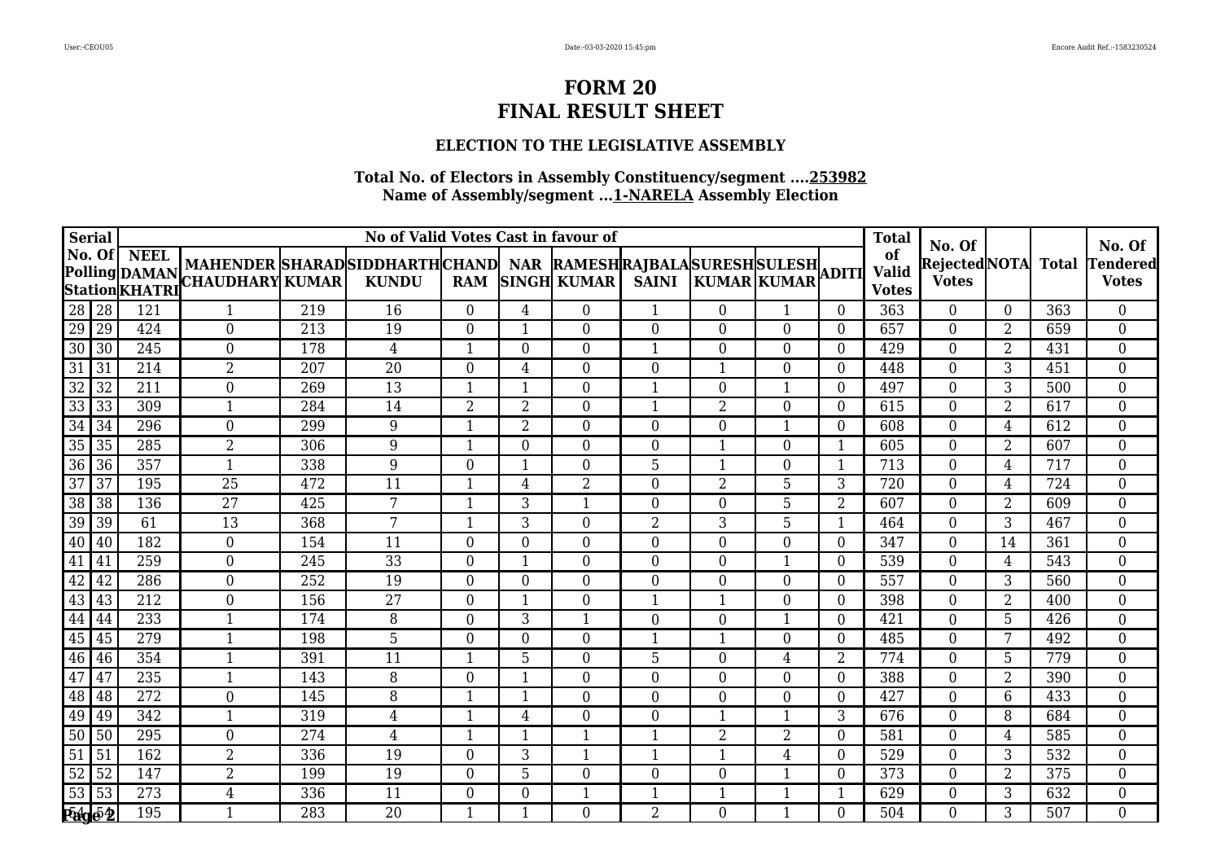# FORM 20
# FINAL RESULT SHEET

### ELECTION TO THE LEGISLATIVE ASSEMBLY

**Total No. of Electors in Assembly Constituency/segment ....253982**
**Name of Assembly/segment ...1-NARELA Assembly Election**

| Serial | No. Of Polling Station | NEEL DAMAN KHATRI | MAHENDER CHAUDHARY | SHARAD KUMAR | SIDDHARTH KUNDU | CHAND RAM | NAR SINGH | RAMESH KUMAR | RAJBALA SAINI | SURESH KUMAR | SULESH KUMAR | ADITI | Total of Valid Votes | No. Of Rejected Votes | NOTA | Total | No. Of Tendered Votes |
|---|---|---|---|---|---|---|---|---|---|---|---|---|---|---|---|---|---|
| | | No of Valid Votes Cast in favour of | | | | | | | | | | | | | | | |
| 28 | 28 | 121 | 1 | 219 | 16 | 0 | 4 | 0 | 1 | 0 | 1 | 0 | 363 | 0 | 0 | 363 | 0 |
| 29 | 29 | 424 | 0 | 213 | 19 | 0 | 1 | 0 | 0 | 0 | 0 | 0 | 657 | 0 | 2 | 659 | 0 |
| 30 | 30 | 245 | 0 | 178 | 4 | 1 | 0 | 0 | 1 | 0 | 0 | 0 | 429 | 0 | 2 | 431 | 0 |
| 31 | 31 | 214 | 2 | 207 | 20 | 0 | 4 | 0 | 0 | 1 | 0 | 0 | 448 | 0 | 3 | 451 | 0 |
| 32 | 32 | 211 | 0 | 269 | 13 | 1 | 1 | 0 | 1 | 0 | 1 | 0 | 497 | 0 | 3 | 500 | 0 |
| 33 | 33 | 309 | 1 | 284 | 14 | 2 | 2 | 0 | 1 | 2 | 0 | 0 | 615 | 0 | 2 | 617 | 0 |
| 34 | 34 | 296 | 0 | 299 | 9 | 1 | 2 | 0 | 0 | 0 | 1 | 0 | 608 | 0 | 4 | 612 | 0 |
| 35 | 35 | 285 | 2 | 306 | 9 | 1 | 0 | 0 | 0 | 1 | 0 | 1 | 605 | 0 | 2 | 607 | 0 |
| 36 | 36 | 357 | 1 | 338 | 9 | 0 | 1 | 0 | 5 | 1 | 0 | 1 | 713 | 0 | 4 | 717 | 0 |
| 37 | 37 | 195 | 25 | 472 | 11 | 1 | 4 | 2 | 0 | 2 | 5 | 3 | 720 | 0 | 4 | 724 | 0 |
| 38 | 38 | 136 | 27 | 425 | 7 | 1 | 3 | 1 | 0 | 0 | 5 | 2 | 607 | 0 | 2 | 609 | 0 |
| 39 | 39 | 61 | 13 | 368 | 7 | 1 | 3 | 0 | 2 | 3 | 5 | 1 | 464 | 0 | 3 | 467 | 0 |
| 40 | 40 | 182 | 0 | 154 | 11 | 0 | 0 | 0 | 0 | 0 | 0 | 0 | 347 | 0 | 14 | 361 | 0 |
| 41 | 41 | 259 | 0 | 245 | 33 | 0 | 1 | 0 | 0 | 0 | 1 | 0 | 539 | 0 | 4 | 543 | 0 |
| 42 | 42 | 286 | 0 | 252 | 19 | 0 | 0 | 0 | 0 | 0 | 0 | 0 | 557 | 0 | 3 | 560 | 0 |
| 43 | 43 | 212 | 0 | 156 | 27 | 0 | 1 | 0 | 1 | 1 | 0 | 0 | 398 | 0 | 2 | 400 | 0 |
| 44 | 44 | 233 | 1 | 174 | 8 | 0 | 3 | 1 | 0 | 0 | 1 | 0 | 421 | 0 | 5 | 426 | 0 |
| 45 | 45 | 279 | 1 | 198 | 5 | 0 | 0 | 0 | 1 | 1 | 0 | 0 | 485 | 0 | 7 | 492 | 0 |
| 46 | 46 | 354 | 1 | 391 | 11 | 1 | 5 | 0 | 5 | 0 | 4 | 2 | 774 | 0 | 5 | 779 | 0 |
| 47 | 47 | 235 | 1 | 143 | 8 | 0 | 1 | 0 | 0 | 0 | 0 | 0 | 388 | 0 | 2 | 390 | 0 |
| 48 | 48 | 272 | 0 | 145 | 8 | 1 | 1 | 0 | 0 | 0 | 0 | 0 | 427 | 0 | 6 | 433 | 0 |
| 49 | 49 | 342 | 1 | 319 | 4 | 1 | 4 | 0 | 0 | 1 | 1 | 3 | 676 | 0 | 8 | 684 | 0 |
| 50 | 50 | 295 | 0 | 274 | 4 | 1 | 1 | 1 | 1 | 2 | 2 | 0 | 581 | 0 | 4 | 585 | 0 |
| 51 | 51 | 162 | 2 | 336 | 19 | 0 | 3 | 1 | 1 | 1 | 4 | 0 | 529 | 0 | 3 | 532 | 0 |
| 52 | 52 | 147 | 2 | 199 | 19 | 0 | 5 | 0 | 0 | 0 | 1 | 0 | 373 | 0 | 2 | 375 | 0 |
| 53 | 53 | 273 | 4 | 336 | 11 | 0 | 0 | 1 | 1 | 1 | 1 | 1 | 629 | 0 | 3 | 632 | 0 |
| 54 | 54 | 195 | 1 | 283 | 20 | 1 | 1 | 0 | 2 | 0 | 1 | 0 | 504 | 0 | 3 | 507 | 0 |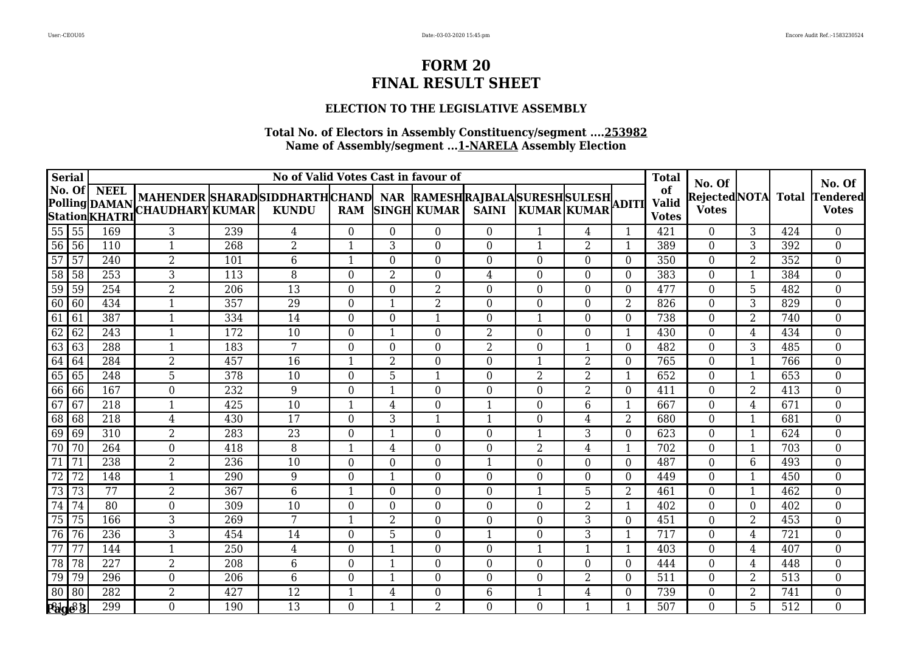# FORM 20
# FINAL RESULT SHEET

### ELECTION TO THE LEGISLATIVE ASSEMBLY

**Total No. of Electors in Assembly Constituency/segment ....253982**
**Name of Assembly/segment ...1-NARELA Assembly Election**

| Serial No. Of Polling Station | | No of Valid Votes Cast in favour of | | | | | | | | | | | Total of Valid Votes | No. Of Rejected Votes | NOTA | Total | No. Of Tendered Votes |
|---|---|---|---|---|---|---|---|---|---|---|---|---|---|---|---|---|---|
| | | NEEL DAMAN KHATRI | MAHENDER CHAUDHARY | SHARAD KUMAR | SIDDHARTH KUNDU | CHAND RAM | NAR SINGH | RAMESH KUMAR | RAJBALA SAINI | SURESH KUMAR | SULESH KUMAR | ADITI | | | | | |
| 55 | 55 | 169 | 3 | 239 | 4 | 0 | 0 | 0 | 0 | 1 | 4 | 1 | 421 | 0 | 3 | 424 | 0 |
| 56 | 56 | 110 | 1 | 268 | 2 | 1 | 3 | 0 | 0 | 1 | 2 | 1 | 389 | 0 | 3 | 392 | 0 |
| 57 | 57 | 240 | 2 | 101 | 6 | 1 | 0 | 0 | 0 | 0 | 0 | 0 | 350 | 0 | 2 | 352 | 0 |
| 58 | 58 | 253 | 3 | 113 | 8 | 0 | 2 | 0 | 4 | 0 | 0 | 0 | 383 | 0 | 1 | 384 | 0 |
| 59 | 59 | 254 | 2 | 206 | 13 | 0 | 0 | 2 | 0 | 0 | 0 | 0 | 477 | 0 | 5 | 482 | 0 |
| 60 | 60 | 434 | 1 | 357 | 29 | 0 | 1 | 2 | 0 | 0 | 0 | 2 | 826 | 0 | 3 | 829 | 0 |
| 61 | 61 | 387 | 1 | 334 | 14 | 0 | 0 | 1 | 0 | 1 | 0 | 0 | 738 | 0 | 2 | 740 | 0 |
| 62 | 62 | 243 | 1 | 172 | 10 | 0 | 1 | 0 | 2 | 0 | 0 | 1 | 430 | 0 | 4 | 434 | 0 |
| 63 | 63 | 288 | 1 | 183 | 7 | 0 | 0 | 0 | 2 | 0 | 1 | 0 | 482 | 0 | 3 | 485 | 0 |
| 64 | 64 | 284 | 2 | 457 | 16 | 1 | 2 | 0 | 0 | 1 | 2 | 0 | 765 | 0 | 1 | 766 | 0 |
| 65 | 65 | 248 | 5 | 378 | 10 | 0 | 5 | 1 | 0 | 2 | 2 | 1 | 652 | 0 | 1 | 653 | 0 |
| 66 | 66 | 167 | 0 | 232 | 9 | 0 | 1 | 0 | 0 | 0 | 2 | 0 | 411 | 0 | 2 | 413 | 0 |
| 67 | 67 | 218 | 1 | 425 | 10 | 1 | 4 | 0 | 1 | 0 | 6 | 1 | 667 | 0 | 4 | 671 | 0 |
| 68 | 68 | 218 | 4 | 430 | 17 | 0 | 3 | 1 | 1 | 0 | 4 | 2 | 680 | 0 | 1 | 681 | 0 |
| 69 | 69 | 310 | 2 | 283 | 23 | 0 | 1 | 0 | 0 | 1 | 3 | 0 | 623 | 0 | 1 | 624 | 0 |
| 70 | 70 | 264 | 0 | 418 | 8 | 1 | 4 | 0 | 0 | 2 | 4 | 1 | 702 | 0 | 1 | 703 | 0 |
| 71 | 71 | 238 | 2 | 236 | 10 | 0 | 0 | 0 | 1 | 0 | 0 | 0 | 487 | 0 | 6 | 493 | 0 |
| 72 | 72 | 148 | 1 | 290 | 9 | 0 | 1 | 0 | 0 | 0 | 0 | 0 | 449 | 0 | 1 | 450 | 0 |
| 73 | 73 | 77 | 2 | 367 | 6 | 1 | 0 | 0 | 0 | 1 | 5 | 2 | 461 | 0 | 1 | 462 | 0 |
| 74 | 74 | 80 | 0 | 309 | 10 | 0 | 0 | 0 | 0 | 0 | 2 | 1 | 402 | 0 | 0 | 402 | 0 |
| 75 | 75 | 166 | 3 | 269 | 7 | 1 | 2 | 0 | 0 | 0 | 3 | 0 | 451 | 0 | 2 | 453 | 0 |
| 76 | 76 | 236 | 3 | 454 | 14 | 0 | 5 | 0 | 1 | 0 | 3 | 1 | 717 | 0 | 4 | 721 | 0 |
| 77 | 77 | 144 | 1 | 250 | 4 | 0 | 1 | 0 | 0 | 1 | 1 | 1 | 403 | 0 | 4 | 407 | 0 |
| 78 | 78 | 227 | 2 | 208 | 6 | 0 | 1 | 0 | 0 | 0 | 0 | 0 | 444 | 0 | 4 | 448 | 0 |
| 79 | 79 | 296 | 0 | 206 | 6 | 0 | 1 | 0 | 0 | 0 | 2 | 0 | 511 | 0 | 2 | 513 | 0 |
| 80 | 80 | 282 | 2 | 427 | 12 | 1 | 4 | 0 | 6 | 1 | 4 | 0 | 739 | 0 | 2 | 741 | 0 |
| 81 | 81 | 299 | 0 | 190 | 13 | 0 | 1 | 2 | 0 | 0 | 1 | 1 | 507 | 0 | 5 | 512 | 0 |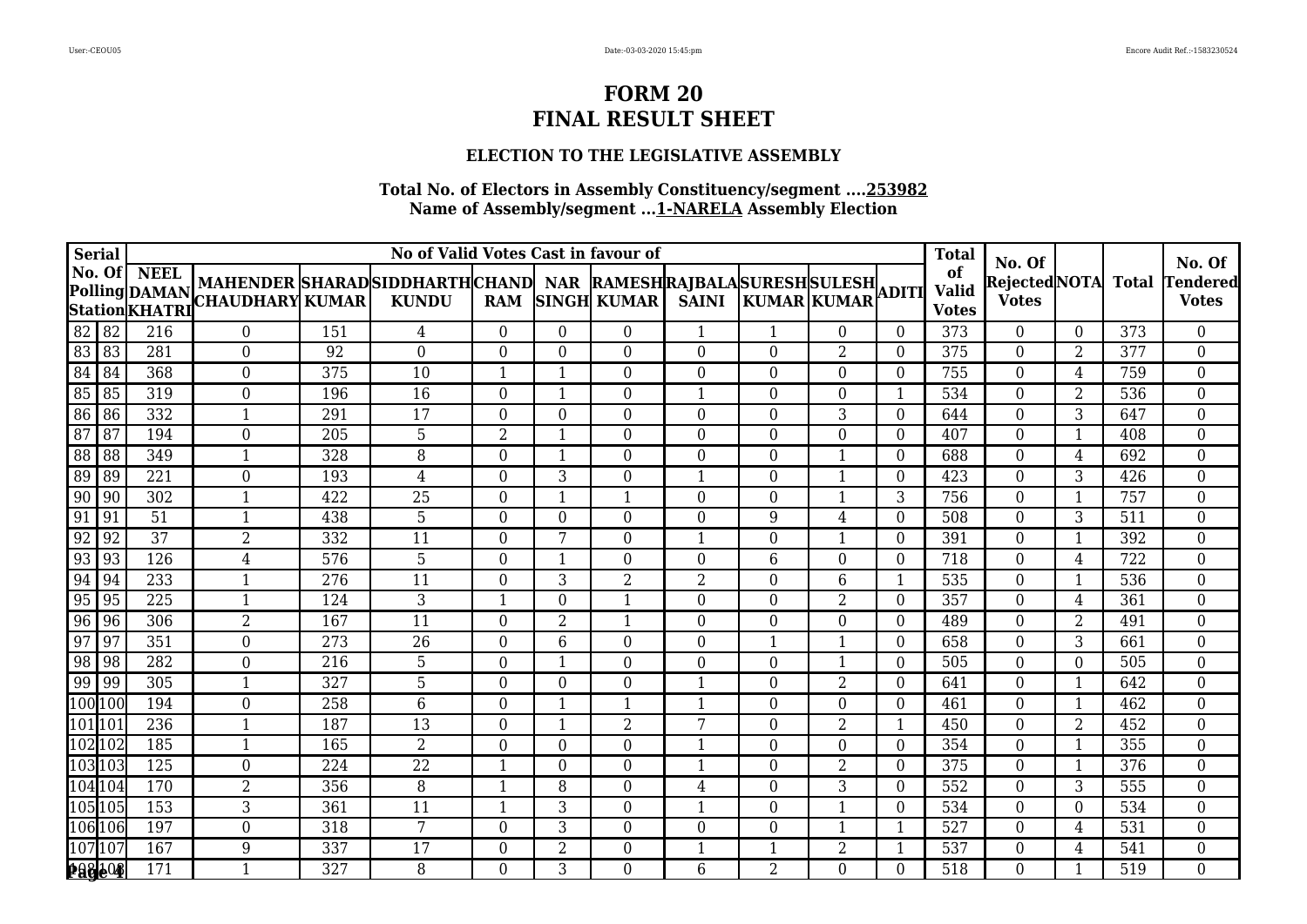# FORM 20
# FINAL RESULT SHEET

### ELECTION TO THE LEGISLATIVE ASSEMBLY

**Total No. of Electors in Assembly Constituency/segment ....253982**
**Name of Assembly/segment ...1-NARELA Assembly Election**

| Serial No. Of | Polling Station | No of Valid Votes Cast in favour of | | | | | | | | | | | Total of Valid Votes | No. Of Rejected Votes | NOTA | Total | No. Of Tendered Votes |
|---|---|---|---|---|---|---|---|---|---|---|---|---|---|---|---|---|---|
| | | NEEL DAMAN KHATRI | MAHENDER CHAUDHARY | SHARAD KUMAR | SIDDHARTH KUNDU | CHAND RAM | NAR SINGH | RAMESH KUMAR | RAJBALA SAINI | SURESH KUMAR | SULESH KUMAR | ADITI | | | | | |
| 82 | 82 | 216 | 0 | 151 | 4 | 0 | 0 | 0 | 1 | 1 | 0 | 0 | 373 | 0 | 0 | 373 | 0 |
| 83 | 83 | 281 | 0 | 92 | 0 | 0 | 0 | 0 | 0 | 0 | 2 | 0 | 375 | 0 | 2 | 377 | 0 |
| 84 | 84 | 368 | 0 | 375 | 10 | 1 | 1 | 0 | 0 | 0 | 0 | 0 | 755 | 0 | 4 | 759 | 0 |
| 85 | 85 | 319 | 0 | 196 | 16 | 0 | 1 | 0 | 1 | 0 | 0 | 1 | 534 | 0 | 2 | 536 | 0 |
| 86 | 86 | 332 | 1 | 291 | 17 | 0 | 0 | 0 | 0 | 0 | 3 | 0 | 644 | 0 | 3 | 647 | 0 |
| 87 | 87 | 194 | 0 | 205 | 5 | 2 | 1 | 0 | 0 | 0 | 0 | 0 | 407 | 0 | 1 | 408 | 0 |
| 88 | 88 | 349 | 1 | 328 | 8 | 0 | 1 | 0 | 0 | 0 | 1 | 0 | 688 | 0 | 4 | 692 | 0 |
| 89 | 89 | 221 | 0 | 193 | 4 | 0 | 3 | 0 | 1 | 0 | 1 | 0 | 423 | 0 | 3 | 426 | 0 |
| 90 | 90 | 302 | 1 | 422 | 25 | 0 | 1 | 1 | 0 | 0 | 1 | 3 | 756 | 0 | 1 | 757 | 0 |
| 91 | 91 | 51 | 1 | 438 | 5 | 0 | 0 | 0 | 0 | 9 | 4 | 0 | 508 | 0 | 3 | 511 | 0 |
| 92 | 92 | 37 | 2 | 332 | 11 | 0 | 7 | 0 | 1 | 0 | 1 | 0 | 391 | 0 | 1 | 392 | 0 |
| 93 | 93 | 126 | 4 | 576 | 5 | 0 | 1 | 0 | 0 | 6 | 0 | 0 | 718 | 0 | 4 | 722 | 0 |
| 94 | 94 | 233 | 1 | 276 | 11 | 0 | 3 | 2 | 2 | 0 | 6 | 1 | 535 | 0 | 1 | 536 | 0 |
| 95 | 95 | 225 | 1 | 124 | 3 | 1 | 0 | 1 | 0 | 0 | 2 | 0 | 357 | 0 | 4 | 361 | 0 |
| 96 | 96 | 306 | 2 | 167 | 11 | 0 | 2 | 1 | 0 | 0 | 0 | 0 | 489 | 0 | 2 | 491 | 0 |
| 97 | 97 | 351 | 0 | 273 | 26 | 0 | 6 | 0 | 0 | 1 | 1 | 0 | 658 | 0 | 3 | 661 | 0 |
| 98 | 98 | 282 | 0 | 216 | 5 | 0 | 1 | 0 | 0 | 0 | 1 | 0 | 505 | 0 | 0 | 505 | 0 |
| 99 | 99 | 305 | 1 | 327 | 5 | 0 | 0 | 0 | 1 | 0 | 2 | 0 | 641 | 0 | 1 | 642 | 0 |
| 100 | 100 | 194 | 0 | 258 | 6 | 0 | 1 | 1 | 1 | 0 | 0 | 0 | 461 | 0 | 1 | 462 | 0 |
| 101 | 101 | 236 | 1 | 187 | 13 | 0 | 1 | 2 | 7 | 0 | 2 | 1 | 450 | 0 | 2 | 452 | 0 |
| 102 | 102 | 185 | 1 | 165 | 2 | 0 | 0 | 0 | 1 | 0 | 0 | 0 | 354 | 0 | 1 | 355 | 0 |
| 103 | 103 | 125 | 0 | 224 | 22 | 1 | 0 | 0 | 1 | 0 | 2 | 0 | 375 | 0 | 1 | 376 | 0 |
| 104 | 104 | 170 | 2 | 356 | 8 | 1 | 8 | 0 | 4 | 0 | 3 | 0 | 552 | 0 | 3 | 555 | 0 |
| 105 | 105 | 153 | 3 | 361 | 11 | 1 | 3 | 0 | 1 | 0 | 1 | 0 | 534 | 0 | 0 | 534 | 0 |
| 106 | 106 | 197 | 0 | 318 | 7 | 0 | 3 | 0 | 0 | 0 | 1 | 1 | 527 | 0 | 4 | 531 | 0 |
| 107 | 107 | 167 | 9 | 337 | 17 | 0 | 2 | 0 | 1 | 1 | 2 | 1 | 537 | 0 | 4 | 541 | 0 |
| 108 | 108 | 171 | 1 | 327 | 8 | 0 | 3 | 0 | 6 | 2 | 0 | 0 | 518 | 0 | 1 | 519 | 0 |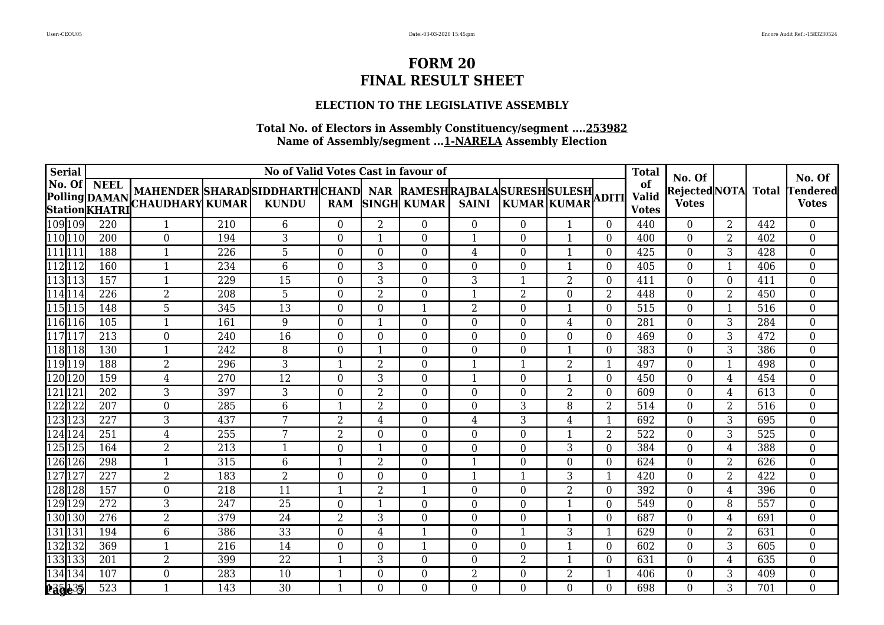# FORM 20
# FINAL RESULT SHEET

### ELECTION TO THE LEGISLATIVE ASSEMBLY

**Total No. of Electors in Assembly Constituency/segment ....253982**
**Name of Assembly/segment ...1-NARELA Assembly Election**

| Serial No. Of Polling Station | | NEEL DAMAN KHATRI | MAHENDER CHAUDHARY | SHARAD KUMAR | SIDDHARTH KUNDU | CHAND RAM | NAR SINGH | RAMESH KUMAR | RAJBALA SAINI | SURESH KUMAR | SULESH KUMAR | ADITI | Total of Valid Votes | No. Of Rejected Votes | NOTA | Total | No. Of Tendered Votes |
|---|---|---|---|---|---|---|---|---|---|---|---|---|---|---|---|---|---|
| 109 | 109 | 220 | 1 | 210 | 6 | 0 | 2 | 0 | 0 | 0 | 1 | 0 | 440 | 0 | 2 | 442 | 0 |
| 110 | 110 | 200 | 0 | 194 | 3 | 0 | 1 | 0 | 1 | 0 | 1 | 0 | 400 | 0 | 2 | 402 | 0 |
| 111 | 111 | 188 | 1 | 226 | 5 | 0 | 0 | 0 | 4 | 0 | 1 | 0 | 425 | 0 | 3 | 428 | 0 |
| 112 | 112 | 160 | 1 | 234 | 6 | 0 | 3 | 0 | 0 | 0 | 1 | 0 | 405 | 0 | 1 | 406 | 0 |
| 113 | 113 | 157 | 1 | 229 | 15 | 0 | 3 | 0 | 3 | 1 | 2 | 0 | 411 | 0 | 0 | 411 | 0 |
| 114 | 114 | 226 | 2 | 208 | 5 | 0 | 2 | 0 | 1 | 2 | 0 | 2 | 448 | 0 | 2 | 450 | 0 |
| 115 | 115 | 148 | 5 | 345 | 13 | 0 | 0 | 1 | 2 | 0 | 1 | 0 | 515 | 0 | 1 | 516 | 0 |
| 116 | 116 | 105 | 1 | 161 | 9 | 0 | 1 | 0 | 0 | 0 | 4 | 0 | 281 | 0 | 3 | 284 | 0 |
| 117 | 117 | 213 | 0 | 240 | 16 | 0 | 0 | 0 | 0 | 0 | 0 | 0 | 469 | 0 | 3 | 472 | 0 |
| 118 | 118 | 130 | 1 | 242 | 8 | 0 | 1 | 0 | 0 | 0 | 1 | 0 | 383 | 0 | 3 | 386 | 0 |
| 119 | 119 | 188 | 2 | 296 | 3 | 1 | 2 | 0 | 1 | 1 | 2 | 1 | 497 | 0 | 1 | 498 | 0 |
| 120 | 120 | 159 | 4 | 270 | 12 | 0 | 3 | 0 | 1 | 0 | 1 | 0 | 450 | 0 | 4 | 454 | 0 |
| 121 | 121 | 202 | 3 | 397 | 3 | 0 | 2 | 0 | 0 | 0 | 2 | 0 | 609 | 0 | 4 | 613 | 0 |
| 122 | 122 | 207 | 0 | 285 | 6 | 1 | 2 | 0 | 0 | 3 | 8 | 2 | 514 | 0 | 2 | 516 | 0 |
| 123 | 123 | 227 | 3 | 437 | 7 | 2 | 4 | 0 | 4 | 3 | 4 | 1 | 692 | 0 | 3 | 695 | 0 |
| 124 | 124 | 251 | 4 | 255 | 7 | 2 | 0 | 0 | 0 | 0 | 1 | 2 | 522 | 0 | 3 | 525 | 0 |
| 125 | 125 | 164 | 2 | 213 | 1 | 0 | 1 | 0 | 0 | 0 | 3 | 0 | 384 | 0 | 4 | 388 | 0 |
| 126 | 126 | 298 | 1 | 315 | 6 | 1 | 2 | 0 | 1 | 0 | 0 | 0 | 624 | 0 | 2 | 626 | 0 |
| 127 | 127 | 227 | 2 | 183 | 2 | 0 | 0 | 0 | 1 | 1 | 3 | 1 | 420 | 0 | 2 | 422 | 0 |
| 128 | 128 | 157 | 0 | 218 | 11 | 1 | 2 | 1 | 0 | 0 | 2 | 0 | 392 | 0 | 4 | 396 | 0 |
| 129 | 129 | 272 | 3 | 247 | 25 | 0 | 1 | 0 | 0 | 0 | 1 | 0 | 549 | 0 | 8 | 557 | 0 |
| 130 | 130 | 276 | 2 | 379 | 24 | 2 | 3 | 0 | 0 | 0 | 1 | 0 | 687 | 0 | 4 | 691 | 0 |
| 131 | 131 | 194 | 6 | 386 | 33 | 0 | 4 | 1 | 0 | 1 | 3 | 1 | 629 | 0 | 2 | 631 | 0 |
| 132 | 132 | 369 | 1 | 216 | 14 | 0 | 0 | 1 | 0 | 0 | 1 | 0 | 602 | 0 | 3 | 605 | 0 |
| 133 | 133 | 201 | 2 | 399 | 22 | 1 | 3 | 0 | 0 | 2 | 1 | 0 | 631 | 0 | 4 | 635 | 0 |
| 134 | 134 | 107 | 0 | 283 | 10 | 1 | 0 | 0 | 2 | 0 | 2 | 1 | 406 | 0 | 3 | 409 | 0 |
| 135 | 135 | 523 | 1 | 143 | 30 | 1 | 0 | 0 | 0 | 0 | 0 | 0 | 698 | 0 | 3 | 701 | 0 |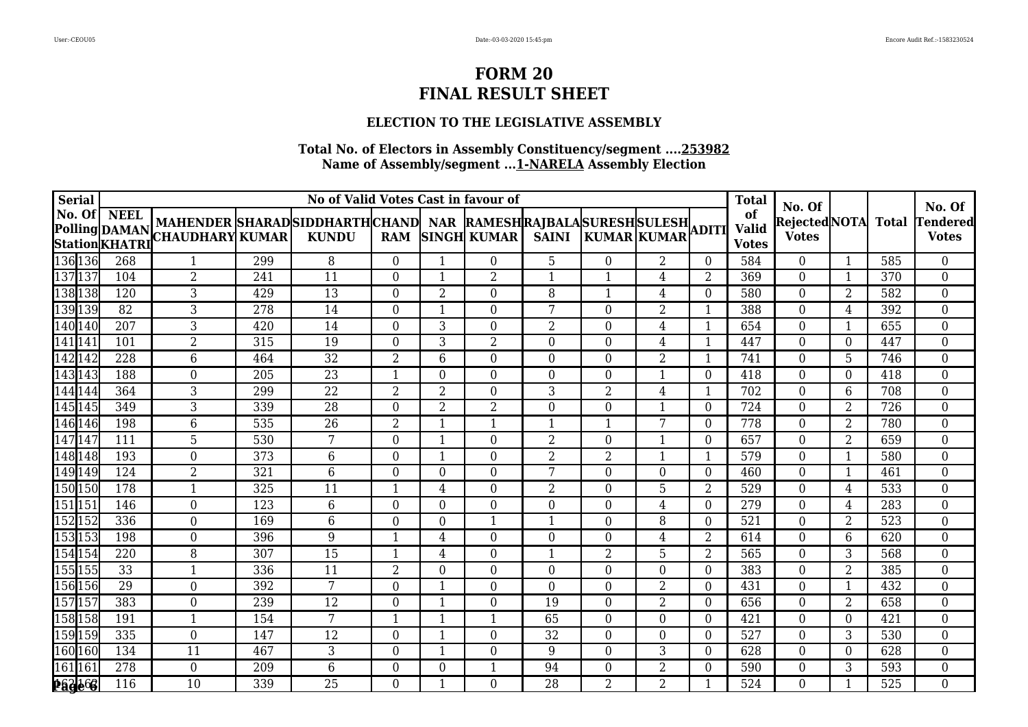# FORM 20
# FINAL RESULT SHEET

### ELECTION TO THE LEGISLATIVE ASSEMBLY

**Total No. of Electors in Assembly Constituency/segment ....253982**
**Name of Assembly/segment ...1-NARELA Assembly Election**

| Serial No. Of Polling Station | | NEEL DAMAN KHATRI | MAHENDER CHAUDHARY | SHARAD KUMAR | SIDDHARTH KUNDU | CHAND RAM | NAR SINGH | RAMESH KUMAR | RAJBALA SAINI | SURESH KUMAR | SULESH KUMAR | ADITI | Total of Valid Votes | No. Of Rejected Votes | NOTA | Total | No. Of Tendered Votes |
|---|---|---|---|---|---|---|---|---|---|---|---|---|---|---|---|---|---|
| 136 | 136 | 268 | 1 | 299 | 8 | 0 | 1 | 0 | 5 | 0 | 2 | 0 | 584 | 0 | 1 | 585 | 0 |
| 137 | 137 | 104 | 2 | 241 | 11 | 0 | 1 | 2 | 1 | 1 | 4 | 2 | 369 | 0 | 1 | 370 | 0 |
| 138 | 138 | 120 | 3 | 429 | 13 | 0 | 2 | 0 | 8 | 1 | 4 | 0 | 580 | 0 | 2 | 582 | 0 |
| 139 | 139 | 82 | 3 | 278 | 14 | 0 | 1 | 0 | 7 | 0 | 2 | 1 | 388 | 0 | 4 | 392 | 0 |
| 140 | 140 | 207 | 3 | 420 | 14 | 0 | 3 | 0 | 2 | 0 | 4 | 1 | 654 | 0 | 1 | 655 | 0 |
| 141 | 141 | 101 | 2 | 315 | 19 | 0 | 3 | 2 | 0 | 0 | 4 | 1 | 447 | 0 | 0 | 447 | 0 |
| 142 | 142 | 228 | 6 | 464 | 32 | 2 | 6 | 0 | 0 | 0 | 2 | 1 | 741 | 0 | 5 | 746 | 0 |
| 143 | 143 | 188 | 0 | 205 | 23 | 1 | 0 | 0 | 0 | 0 | 1 | 0 | 418 | 0 | 0 | 418 | 0 |
| 144 | 144 | 364 | 3 | 299 | 22 | 2 | 2 | 0 | 3 | 2 | 4 | 1 | 702 | 0 | 6 | 708 | 0 |
| 145 | 145 | 349 | 3 | 339 | 28 | 0 | 2 | 2 | 0 | 0 | 1 | 0 | 724 | 0 | 2 | 726 | 0 |
| 146 | 146 | 198 | 6 | 535 | 26 | 2 | 1 | 1 | 1 | 1 | 7 | 0 | 778 | 0 | 2 | 780 | 0 |
| 147 | 147 | 111 | 5 | 530 | 7 | 0 | 1 | 0 | 2 | 0 | 1 | 0 | 657 | 0 | 2 | 659 | 0 |
| 148 | 148 | 193 | 0 | 373 | 6 | 0 | 1 | 0 | 2 | 2 | 1 | 1 | 579 | 0 | 1 | 580 | 0 |
| 149 | 149 | 124 | 2 | 321 | 6 | 0 | 0 | 0 | 7 | 0 | 0 | 0 | 460 | 0 | 1 | 461 | 0 |
| 150 | 150 | 178 | 1 | 325 | 11 | 1 | 4 | 0 | 2 | 0 | 5 | 2 | 529 | 0 | 4 | 533 | 0 |
| 151 | 151 | 146 | 0 | 123 | 6 | 0 | 0 | 0 | 0 | 0 | 4 | 0 | 279 | 0 | 4 | 283 | 0 |
| 152 | 152 | 336 | 0 | 169 | 6 | 0 | 0 | 1 | 1 | 0 | 8 | 0 | 521 | 0 | 2 | 523 | 0 |
| 153 | 153 | 198 | 0 | 396 | 9 | 1 | 4 | 0 | 0 | 0 | 4 | 2 | 614 | 0 | 6 | 620 | 0 |
| 154 | 154 | 220 | 8 | 307 | 15 | 1 | 4 | 0 | 1 | 2 | 5 | 2 | 565 | 0 | 3 | 568 | 0 |
| 155 | 155 | 33 | 1 | 336 | 11 | 2 | 0 | 0 | 0 | 0 | 0 | 0 | 383 | 0 | 2 | 385 | 0 |
| 156 | 156 | 29 | 0 | 392 | 7 | 0 | 1 | 0 | 0 | 0 | 2 | 0 | 431 | 0 | 1 | 432 | 0 |
| 157 | 157 | 383 | 0 | 239 | 12 | 0 | 1 | 0 | 19 | 0 | 2 | 0 | 656 | 0 | 2 | 658 | 0 |
| 158 | 158 | 191 | 1 | 154 | 7 | 1 | 1 | 1 | 65 | 0 | 0 | 0 | 421 | 0 | 0 | 421 | 0 |
| 159 | 159 | 335 | 0 | 147 | 12 | 0 | 1 | 0 | 32 | 0 | 0 | 0 | 527 | 0 | 3 | 530 | 0 |
| 160 | 160 | 134 | 11 | 467 | 3 | 0 | 1 | 0 | 9 | 0 | 3 | 0 | 628 | 0 | 0 | 628 | 0 |
| 161 | 161 | 278 | 0 | 209 | 6 | 0 | 0 | 1 | 94 | 0 | 2 | 0 | 590 | 0 | 3 | 593 | 0 |
| 162 | 162 | 116 | 10 | 339 | 25 | 0 | 1 | 0 | 28 | 2 | 2 | 1 | 524 | 0 | 1 | 525 | 0 |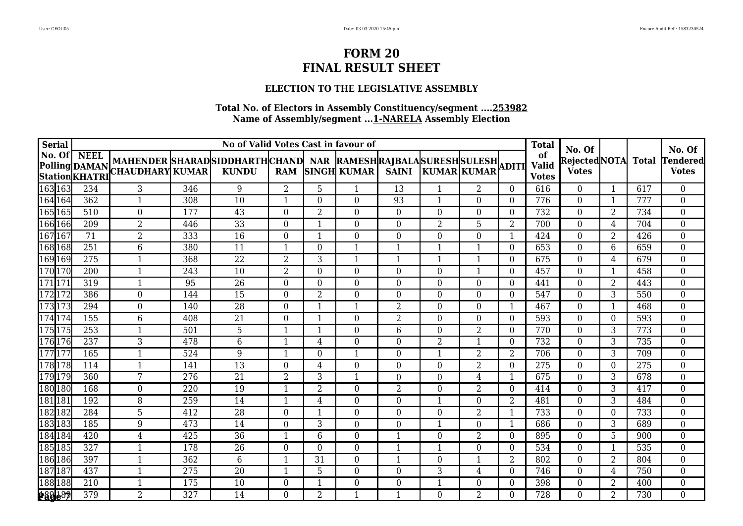# FORM 20
# FINAL RESULT SHEET

### ELECTION TO THE LEGISLATIVE ASSEMBLY

**Total No. of Electors in Assembly Constituency/segment ....253982**
**Name of Assembly/segment ...1-NARELA Assembly Election**

| Serial No. Of Polling Station | | No of Valid Votes Cast in favour of | | | | | | | | | | | Total of Valid Votes | No. Of Rejected Votes | NOTA | Total | No. Of Tendered Votes |
|---|---|---|---|---|---|---|---|---|---|---|---|---|---|---|---|---|---|
| | | NEEL DAMAN KHATRI | MAHENDER CHAUDHARY | SHARAD KUMAR | SIDDHARTH KUNDU | CHAND RAM | NAR SINGH | RAMESH KUMAR | RAJBALA SAINI | SURESH KUMAR | SULESH KUMAR | ADITI | | | | | |
| 163 | 163 | 234 | 3 | 346 | 9 | 2 | 5 | 1 | 13 | 1 | 2 | 0 | 616 | 0 | 1 | 617 | 0 |
| 164 | 164 | 362 | 1 | 308 | 10 | 1 | 0 | 0 | 93 | 1 | 0 | 0 | 776 | 0 | 1 | 777 | 0 |
| 165 | 165 | 510 | 0 | 177 | 43 | 0 | 2 | 0 | 0 | 0 | 0 | 0 | 732 | 0 | 2 | 734 | 0 |
| 166 | 166 | 209 | 2 | 446 | 33 | 0 | 1 | 0 | 0 | 2 | 5 | 2 | 700 | 0 | 4 | 704 | 0 |
| 167 | 167 | 71 | 2 | 333 | 16 | 0 | 1 | 0 | 0 | 0 | 0 | 1 | 424 | 0 | 2 | 426 | 0 |
| 168 | 168 | 251 | 6 | 380 | 11 | 1 | 0 | 1 | 1 | 1 | 1 | 0 | 653 | 0 | 6 | 659 | 0 |
| 169 | 169 | 275 | 1 | 368 | 22 | 2 | 3 | 1 | 1 | 1 | 1 | 0 | 675 | 0 | 4 | 679 | 0 |
| 170 | 170 | 200 | 1 | 243 | 10 | 2 | 0 | 0 | 0 | 0 | 1 | 0 | 457 | 0 | 1 | 458 | 0 |
| 171 | 171 | 319 | 1 | 95 | 26 | 0 | 0 | 0 | 0 | 0 | 0 | 0 | 441 | 0 | 2 | 443 | 0 |
| 172 | 172 | 386 | 0 | 144 | 15 | 0 | 2 | 0 | 0 | 0 | 0 | 0 | 547 | 0 | 3 | 550 | 0 |
| 173 | 173 | 294 | 0 | 140 | 28 | 0 | 1 | 1 | 2 | 0 | 0 | 1 | 467 | 0 | 1 | 468 | 0 |
| 174 | 174 | 155 | 6 | 408 | 21 | 0 | 1 | 0 | 2 | 0 | 0 | 0 | 593 | 0 | 0 | 593 | 0 |
| 175 | 175 | 253 | 1 | 501 | 5 | 1 | 1 | 0 | 6 | 0 | 2 | 0 | 770 | 0 | 3 | 773 | 0 |
| 176 | 176 | 237 | 3 | 478 | 6 | 1 | 4 | 0 | 0 | 2 | 1 | 0 | 732 | 0 | 3 | 735 | 0 |
| 177 | 177 | 165 | 1 | 524 | 9 | 1 | 0 | 1 | 0 | 1 | 2 | 2 | 706 | 0 | 3 | 709 | 0 |
| 178 | 178 | 114 | 1 | 141 | 13 | 0 | 4 | 0 | 0 | 0 | 2 | 0 | 275 | 0 | 0 | 275 | 0 |
| 179 | 179 | 360 | 7 | 276 | 21 | 2 | 3 | 1 | 0 | 0 | 4 | 1 | 675 | 0 | 3 | 678 | 0 |
| 180 | 180 | 168 | 0 | 220 | 19 | 1 | 2 | 0 | 2 | 0 | 2 | 0 | 414 | 0 | 3 | 417 | 0 |
| 181 | 181 | 192 | 8 | 259 | 14 | 1 | 4 | 0 | 0 | 1 | 0 | 2 | 481 | 0 | 3 | 484 | 0 |
| 182 | 182 | 284 | 5 | 412 | 28 | 0 | 1 | 0 | 0 | 0 | 2 | 1 | 733 | 0 | 0 | 733 | 0 |
| 183 | 183 | 185 | 9 | 473 | 14 | 0 | 3 | 0 | 0 | 1 | 0 | 1 | 686 | 0 | 3 | 689 | 0 |
| 184 | 184 | 420 | 4 | 425 | 36 | 1 | 6 | 0 | 1 | 0 | 2 | 0 | 895 | 0 | 5 | 900 | 0 |
| 185 | 185 | 327 | 1 | 178 | 26 | 0 | 0 | 0 | 1 | 1 | 0 | 0 | 534 | 0 | 1 | 535 | 0 |
| 186 | 186 | 397 | 1 | 362 | 6 | 1 | 31 | 0 | 1 | 0 | 1 | 2 | 802 | 0 | 2 | 804 | 0 |
| 187 | 187 | 437 | 1 | 275 | 20 | 1 | 5 | 0 | 0 | 3 | 4 | 0 | 746 | 0 | 4 | 750 | 0 |
| 188 | 188 | 210 | 1 | 175 | 10 | 0 | 1 | 0 | 0 | 1 | 0 | 0 | 398 | 0 | 2 | 400 | 0 |
| 189 | 189 | 379 | 2 | 327 | 14 | 0 | 2 | 1 | 1 | 0 | 2 | 0 | 728 | 0 | 2 | 730 | 0 |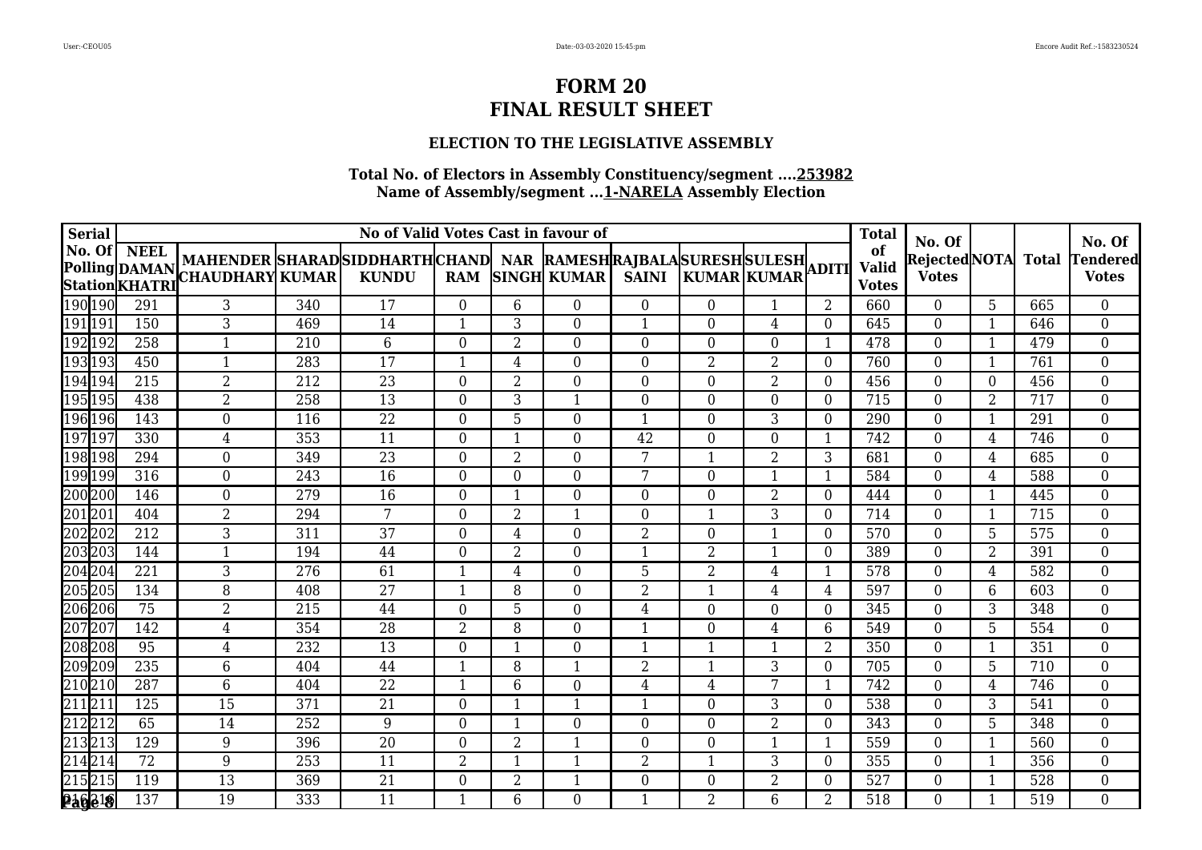# FORM 20

# FINAL RESULT SHEET

### ELECTION TO THE LEGISLATIVE ASSEMBLY

**Total No. of Electors in Assembly Constituency/segment ....253982**
**Name of Assembly/segment ...1-NARELA Assembly Election**

| Serial No. Of Polling Station | | NEEL DAMAN KHATRI | MAHENDER CHAUDHARY | SHARAD KUMAR | SIDDHARTH KUNDU | CHAND RAM | NAR SINGH | RAMESH KUMAR | RAJBALA SAINI | SURESH KUMAR | SULESH KUMAR | ADITI | Total of Valid Votes | No. Of Rejected Votes | NOTA | Total | No. Of Tendered Votes |
|---|---|---|---|---|---|---|---|---|---|---|---|---|---|---|---|---|---|
| 190 | 190 | 291 | 3 | 340 | 17 | 0 | 6 | 0 | 0 | 0 | 1 | 2 | 660 | 0 | 5 | 665 | 0 |
| 191 | 191 | 150 | 3 | 469 | 14 | 1 | 3 | 0 | 1 | 0 | 4 | 0 | 645 | 0 | 1 | 646 | 0 |
| 192 | 192 | 258 | 1 | 210 | 6 | 0 | 2 | 0 | 0 | 0 | 0 | 1 | 478 | 0 | 1 | 479 | 0 |
| 193 | 193 | 450 | 1 | 283 | 17 | 1 | 4 | 0 | 0 | 2 | 2 | 0 | 760 | 0 | 1 | 761 | 0 |
| 194 | 194 | 215 | 2 | 212 | 23 | 0 | 2 | 0 | 0 | 0 | 2 | 0 | 456 | 0 | 0 | 456 | 0 |
| 195 | 195 | 438 | 2 | 258 | 13 | 0 | 3 | 1 | 0 | 0 | 0 | 0 | 715 | 0 | 2 | 717 | 0 |
| 196 | 196 | 143 | 0 | 116 | 22 | 0 | 5 | 0 | 1 | 0 | 3 | 0 | 290 | 0 | 1 | 291 | 0 |
| 197 | 197 | 330 | 4 | 353 | 11 | 0 | 1 | 0 | 42 | 0 | 0 | 1 | 742 | 0 | 4 | 746 | 0 |
| 198 | 198 | 294 | 0 | 349 | 23 | 0 | 2 | 0 | 7 | 1 | 2 | 3 | 681 | 0 | 4 | 685 | 0 |
| 199 | 199 | 316 | 0 | 243 | 16 | 0 | 0 | 0 | 7 | 0 | 1 | 1 | 584 | 0 | 4 | 588 | 0 |
| 200 | 200 | 146 | 0 | 279 | 16 | 0 | 1 | 0 | 0 | 0 | 2 | 0 | 444 | 0 | 1 | 445 | 0 |
| 201 | 201 | 404 | 2 | 294 | 7 | 0 | 2 | 1 | 0 | 1 | 3 | 0 | 714 | 0 | 1 | 715 | 0 |
| 202 | 202 | 212 | 3 | 311 | 37 | 0 | 4 | 0 | 2 | 0 | 1 | 0 | 570 | 0 | 5 | 575 | 0 |
| 203 | 203 | 144 | 1 | 194 | 44 | 0 | 2 | 0 | 1 | 2 | 1 | 0 | 389 | 0 | 2 | 391 | 0 |
| 204 | 204 | 221 | 3 | 276 | 61 | 1 | 4 | 0 | 5 | 2 | 4 | 1 | 578 | 0 | 4 | 582 | 0 |
| 205 | 205 | 134 | 8 | 408 | 27 | 1 | 8 | 0 | 2 | 1 | 4 | 4 | 597 | 0 | 6 | 603 | 0 |
| 206 | 206 | 75 | 2 | 215 | 44 | 0 | 5 | 0 | 4 | 0 | 0 | 0 | 345 | 0 | 3 | 348 | 0 |
| 207 | 207 | 142 | 4 | 354 | 28 | 2 | 8 | 0 | 1 | 0 | 4 | 6 | 549 | 0 | 5 | 554 | 0 |
| 208 | 208 | 95 | 4 | 232 | 13 | 0 | 1 | 0 | 1 | 1 | 1 | 2 | 350 | 0 | 1 | 351 | 0 |
| 209 | 209 | 235 | 6 | 404 | 44 | 1 | 8 | 1 | 2 | 1 | 3 | 0 | 705 | 0 | 5 | 710 | 0 |
| 210 | 210 | 287 | 6 | 404 | 22 | 1 | 6 | 0 | 4 | 4 | 7 | 1 | 742 | 0 | 4 | 746 | 0 |
| 211 | 211 | 125 | 15 | 371 | 21 | 0 | 1 | 1 | 1 | 0 | 3 | 0 | 538 | 0 | 3 | 541 | 0 |
| 212 | 212 | 65 | 14 | 252 | 9 | 0 | 1 | 0 | 0 | 0 | 2 | 0 | 343 | 0 | 5 | 348 | 0 |
| 213 | 213 | 129 | 9 | 396 | 20 | 0 | 2 | 1 | 0 | 0 | 1 | 1 | 559 | 0 | 1 | 560 | 0 |
| 214 | 214 | 72 | 9 | 253 | 11 | 2 | 1 | 1 | 2 | 1 | 3 | 0 | 355 | 0 | 1 | 356 | 0 |
| 215 | 215 | 119 | 13 | 369 | 21 | 0 | 2 | 1 | 0 | 0 | 2 | 0 | 527 | 0 | 1 | 528 | 0 |
| 216 | 216 | 137 | 19 | 333 | 11 | 1 | 6 | 0 | 1 | 2 | 6 | 2 | 518 | 0 | 1 | 519 | 0 |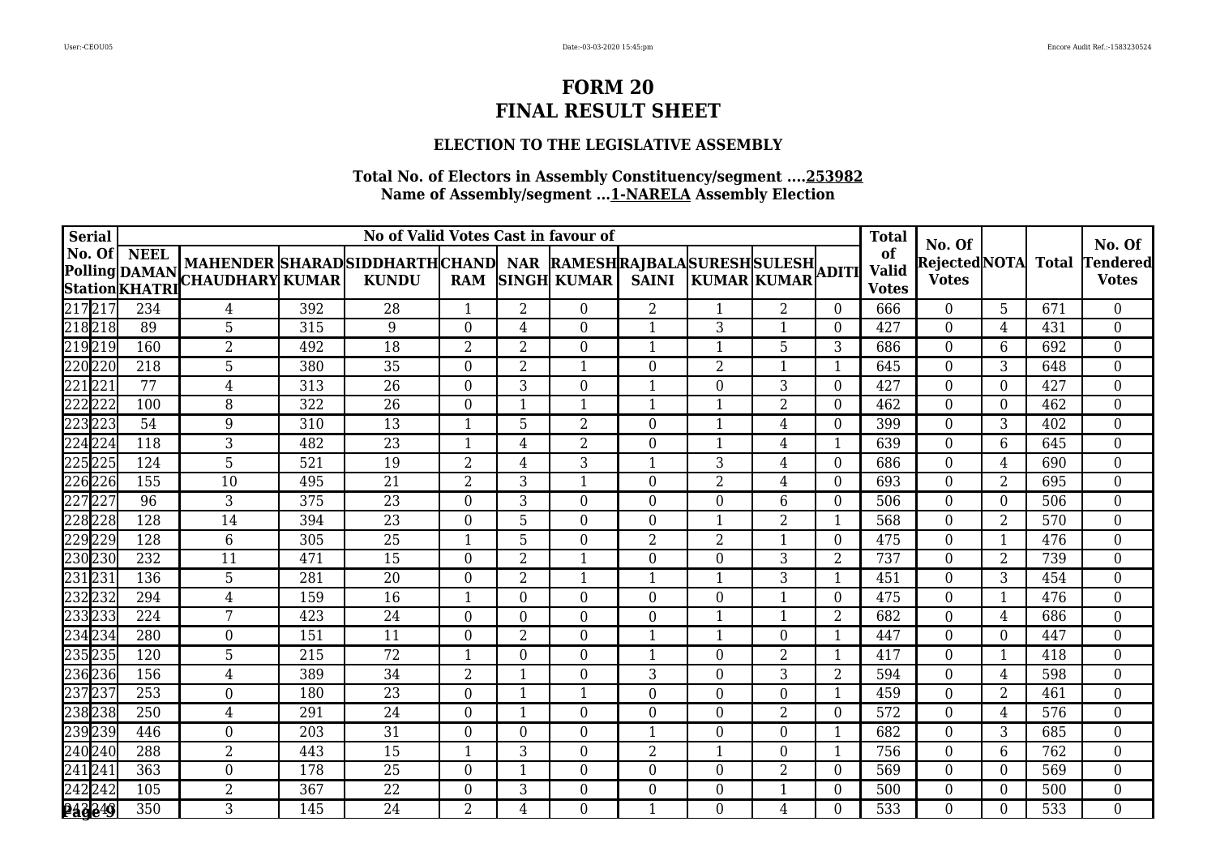# FORM 20
# FINAL RESULT SHEET

### ELECTION TO THE LEGISLATIVE ASSEMBLY

**Total No. of Electors in Assembly Constituency/segment ....253982**
**Name of Assembly/segment ...1-NARELA Assembly Election**

| Serial No. Of Polling Station | | No of Valid Votes Cast in favour of | | | | | | | | | | | Total of Valid Votes | No. Of Rejected Votes | NOTA | Total | No. Of Tendered Votes |
|---|---|---|---|---|---|---|---|---|---|---|---|---|---|---|---|---|---|
| | | NEEL DAMAN KHATRI | MAHENDER CHAUDHARY | SHARAD KUMAR | SIDDHARTH KUNDU | CHAND RAM | NAR SINGH | RAMESH KUMAR | RAJBALA SAINI | SURESH KUMAR | SULESH KUMAR | ADITI | | | | | |
| 217 | 217 | 234 | 4 | 392 | 28 | 1 | 2 | 0 | 2 | 1 | 2 | 0 | 666 | 0 | 5 | 671 | 0 |
| 218 | 218 | 89 | 5 | 315 | 9 | 0 | 4 | 0 | 1 | 3 | 1 | 0 | 427 | 0 | 4 | 431 | 0 |
| 219 | 219 | 160 | 2 | 492 | 18 | 2 | 2 | 0 | 1 | 1 | 5 | 3 | 686 | 0 | 6 | 692 | 0 |
| 220 | 220 | 218 | 5 | 380 | 35 | 0 | 2 | 1 | 0 | 2 | 1 | 1 | 645 | 0 | 3 | 648 | 0 |
| 221 | 221 | 77 | 4 | 313 | 26 | 0 | 3 | 0 | 1 | 0 | 3 | 0 | 427 | 0 | 0 | 427 | 0 |
| 222 | 222 | 100 | 8 | 322 | 26 | 0 | 1 | 1 | 1 | 1 | 2 | 0 | 462 | 0 | 0 | 462 | 0 |
| 223 | 223 | 54 | 9 | 310 | 13 | 1 | 5 | 2 | 0 | 1 | 4 | 0 | 399 | 0 | 3 | 402 | 0 |
| 224 | 224 | 118 | 3 | 482 | 23 | 1 | 4 | 2 | 0 | 1 | 4 | 1 | 639 | 0 | 6 | 645 | 0 |
| 225 | 225 | 124 | 5 | 521 | 19 | 2 | 4 | 3 | 1 | 3 | 4 | 0 | 686 | 0 | 4 | 690 | 0 |
| 226 | 226 | 155 | 10 | 495 | 21 | 2 | 3 | 1 | 0 | 2 | 4 | 0 | 693 | 0 | 2 | 695 | 0 |
| 227 | 227 | 96 | 3 | 375 | 23 | 0 | 3 | 0 | 0 | 0 | 6 | 0 | 506 | 0 | 0 | 506 | 0 |
| 228 | 228 | 128 | 14 | 394 | 23 | 0 | 5 | 0 | 0 | 1 | 2 | 1 | 568 | 0 | 2 | 570 | 0 |
| 229 | 229 | 128 | 6 | 305 | 25 | 1 | 5 | 0 | 2 | 2 | 1 | 0 | 475 | 0 | 1 | 476 | 0 |
| 230 | 230 | 232 | 11 | 471 | 15 | 0 | 2 | 1 | 0 | 0 | 3 | 2 | 737 | 0 | 2 | 739 | 0 |
| 231 | 231 | 136 | 5 | 281 | 20 | 0 | 2 | 1 | 1 | 1 | 3 | 1 | 451 | 0 | 3 | 454 | 0 |
| 232 | 232 | 294 | 4 | 159 | 16 | 1 | 0 | 0 | 0 | 0 | 1 | 0 | 475 | 0 | 1 | 476 | 0 |
| 233 | 233 | 224 | 7 | 423 | 24 | 0 | 0 | 0 | 0 | 1 | 1 | 2 | 682 | 0 | 4 | 686 | 0 |
| 234 | 234 | 280 | 0 | 151 | 11 | 0 | 2 | 0 | 1 | 1 | 0 | 1 | 447 | 0 | 0 | 447 | 0 |
| 235 | 235 | 120 | 5 | 215 | 72 | 1 | 0 | 0 | 1 | 0 | 2 | 1 | 417 | 0 | 1 | 418 | 0 |
| 236 | 236 | 156 | 4 | 389 | 34 | 2 | 1 | 0 | 3 | 0 | 3 | 2 | 594 | 0 | 4 | 598 | 0 |
| 237 | 237 | 253 | 0 | 180 | 23 | 0 | 1 | 1 | 0 | 0 | 0 | 1 | 459 | 0 | 2 | 461 | 0 |
| 238 | 238 | 250 | 4 | 291 | 24 | 0 | 1 | 0 | 0 | 0 | 2 | 0 | 572 | 0 | 4 | 576 | 0 |
| 239 | 239 | 446 | 0 | 203 | 31 | 0 | 0 | 0 | 1 | 0 | 0 | 1 | 682 | 0 | 3 | 685 | 0 |
| 240 | 240 | 288 | 2 | 443 | 15 | 1 | 3 | 0 | 2 | 1 | 0 | 1 | 756 | 0 | 6 | 762 | 0 |
| 241 | 241 | 363 | 0 | 178 | 25 | 0 | 1 | 0 | 0 | 0 | 2 | 0 | 569 | 0 | 0 | 569 | 0 |
| 242 | 242 | 105 | 2 | 367 | 22 | 0 | 3 | 0 | 0 | 0 | 1 | 0 | 500 | 0 | 0 | 500 | 0 |
| 243 | 243 | 350 | 3 | 145 | 24 | 2 | 4 | 0 | 1 | 0 | 4 | 0 | 533 | 0 | 0 | 533 | 0 |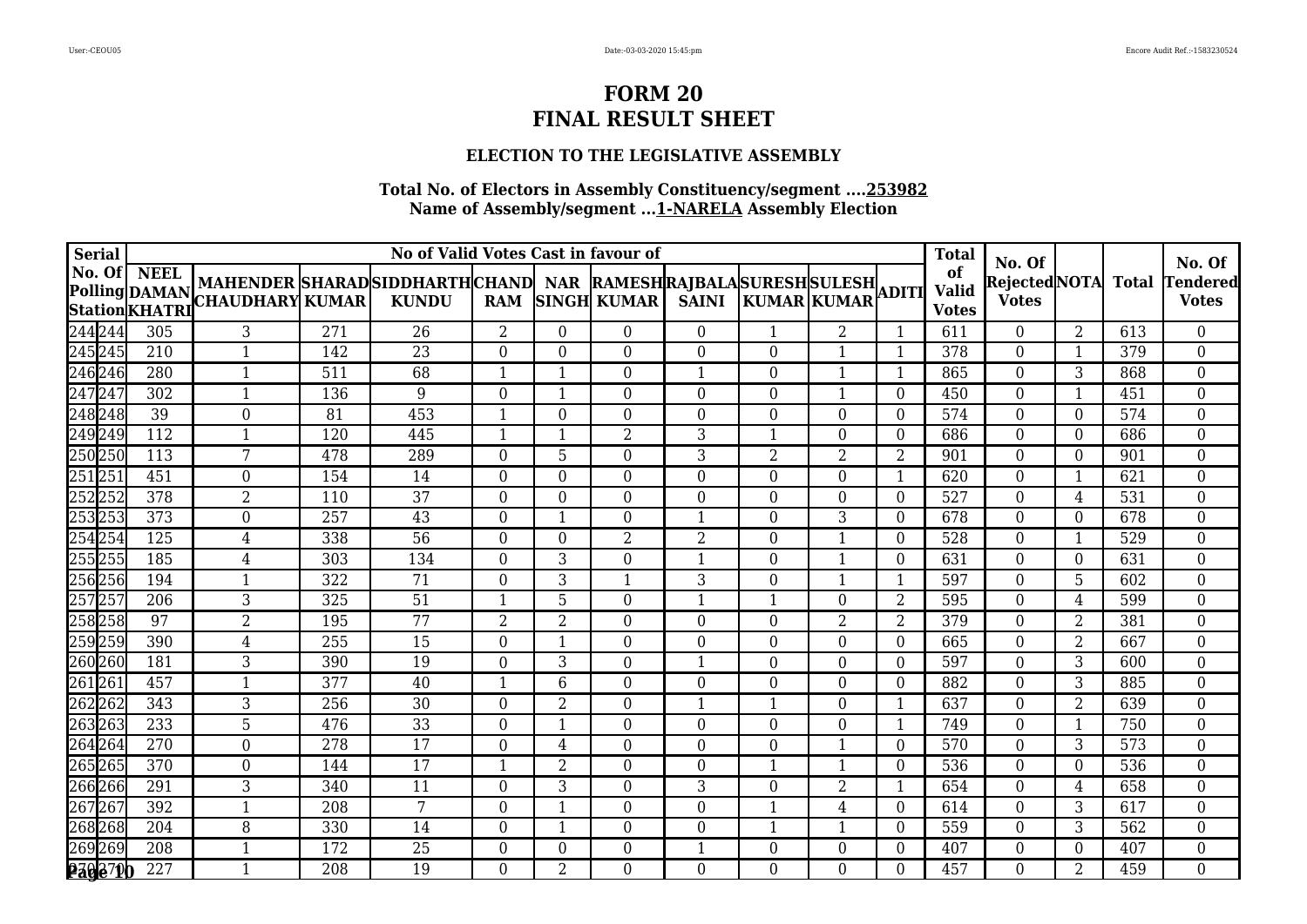# FORM 20
# FINAL RESULT SHEET

### ELECTION TO THE LEGISLATIVE ASSEMBLY

**Total No. of Electors in Assembly Constituency/segment ....253982**
**Name of Assembly/segment ...1-NARELA Assembly Election**

| Serial No. Of Polling Station | | No of Valid Votes Cast in favour of | | | | | | | | | | | Total of Valid Votes | No. Of Rejected Votes | NOTA | Total | No. Of Tendered Votes |
|---|---|---|---|---|---|---|---|---|---|---|---|---|---|---|---|---|---|
| | | NEEL DAMAN KHATRI | MAHENDER CHAUDHARY | SHARAD KUMAR | SIDDHARTH KUNDU | CHAND RAM | NAR SINGH | RAMESH KUMAR | RAJBALA SAINI | SURESH KUMAR | SULESH KUMAR | ADITI | | | | | |
| 244 | 244 | 305 | 3 | 271 | 26 | 2 | 0 | 0 | 0 | 1 | 2 | 1 | 611 | 0 | 2 | 613 | 0 |
| 245 | 245 | 210 | 1 | 142 | 23 | 0 | 0 | 0 | 0 | 0 | 1 | 1 | 378 | 0 | 1 | 379 | 0 |
| 246 | 246 | 280 | 1 | 511 | 68 | 1 | 1 | 0 | 1 | 0 | 1 | 1 | 865 | 0 | 3 | 868 | 0 |
| 247 | 247 | 302 | 1 | 136 | 9 | 0 | 1 | 0 | 0 | 0 | 1 | 0 | 450 | 0 | 1 | 451 | 0 |
| 248 | 248 | 39 | 0 | 81 | 453 | 1 | 0 | 0 | 0 | 0 | 0 | 0 | 574 | 0 | 0 | 574 | 0 |
| 249 | 249 | 112 | 1 | 120 | 445 | 1 | 1 | 2 | 3 | 1 | 0 | 0 | 686 | 0 | 0 | 686 | 0 |
| 250 | 250 | 113 | 7 | 478 | 289 | 0 | 5 | 0 | 3 | 2 | 2 | 2 | 901 | 0 | 0 | 901 | 0 |
| 251 | 251 | 451 | 0 | 154 | 14 | 0 | 0 | 0 | 0 | 0 | 0 | 1 | 620 | 0 | 1 | 621 | 0 |
| 252 | 252 | 378 | 2 | 110 | 37 | 0 | 0 | 0 | 0 | 0 | 0 | 0 | 527 | 0 | 4 | 531 | 0 |
| 253 | 253 | 373 | 0 | 257 | 43 | 0 | 1 | 0 | 1 | 0 | 3 | 0 | 678 | 0 | 0 | 678 | 0 |
| 254 | 254 | 125 | 4 | 338 | 56 | 0 | 0 | 2 | 2 | 0 | 1 | 0 | 528 | 0 | 1 | 529 | 0 |
| 255 | 255 | 185 | 4 | 303 | 134 | 0 | 3 | 0 | 1 | 0 | 1 | 0 | 631 | 0 | 0 | 631 | 0 |
| 256 | 256 | 194 | 1 | 322 | 71 | 0 | 3 | 1 | 3 | 0 | 1 | 1 | 597 | 0 | 5 | 602 | 0 |
| 257 | 257 | 206 | 3 | 325 | 51 | 1 | 5 | 0 | 1 | 1 | 0 | 2 | 595 | 0 | 4 | 599 | 0 |
| 258 | 258 | 97 | 2 | 195 | 77 | 2 | 2 | 0 | 0 | 0 | 2 | 2 | 379 | 0 | 2 | 381 | 0 |
| 259 | 259 | 390 | 4 | 255 | 15 | 0 | 1 | 0 | 0 | 0 | 0 | 0 | 665 | 0 | 2 | 667 | 0 |
| 260 | 260 | 181 | 3 | 390 | 19 | 0 | 3 | 0 | 1 | 0 | 0 | 0 | 597 | 0 | 3 | 600 | 0 |
| 261 | 261 | 457 | 1 | 377 | 40 | 1 | 6 | 0 | 0 | 0 | 0 | 0 | 882 | 0 | 3 | 885 | 0 |
| 262 | 262 | 343 | 3 | 256 | 30 | 0 | 2 | 0 | 1 | 1 | 0 | 1 | 637 | 0 | 2 | 639 | 0 |
| 263 | 263 | 233 | 5 | 476 | 33 | 0 | 1 | 0 | 0 | 0 | 0 | 1 | 749 | 0 | 1 | 750 | 0 |
| 264 | 264 | 270 | 0 | 278 | 17 | 0 | 4 | 0 | 0 | 0 | 1 | 0 | 570 | 0 | 3 | 573 | 0 |
| 265 | 265 | 370 | 0 | 144 | 17 | 1 | 2 | 0 | 0 | 1 | 1 | 0 | 536 | 0 | 0 | 536 | 0 |
| 266 | 266 | 291 | 3 | 340 | 11 | 0 | 3 | 0 | 3 | 0 | 2 | 1 | 654 | 0 | 4 | 658 | 0 |
| 267 | 267 | 392 | 1 | 208 | 7 | 0 | 1 | 0 | 0 | 1 | 4 | 0 | 614 | 0 | 3 | 617 | 0 |
| 268 | 268 | 204 | 8 | 330 | 14 | 0 | 1 | 0 | 0 | 1 | 1 | 0 | 559 | 0 | 3 | 562 | 0 |
| 269 | 269 | 208 | 1 | 172 | 25 | 0 | 0 | 0 | 1 | 0 | 0 | 0 | 407 | 0 | 0 | 407 | 0 |
| 270 | 270 | 227 | 1 | 208 | 19 | 0 | 2 | 0 | 0 | 0 | 0 | 0 | 457 | 0 | 2 | 459 | 0 |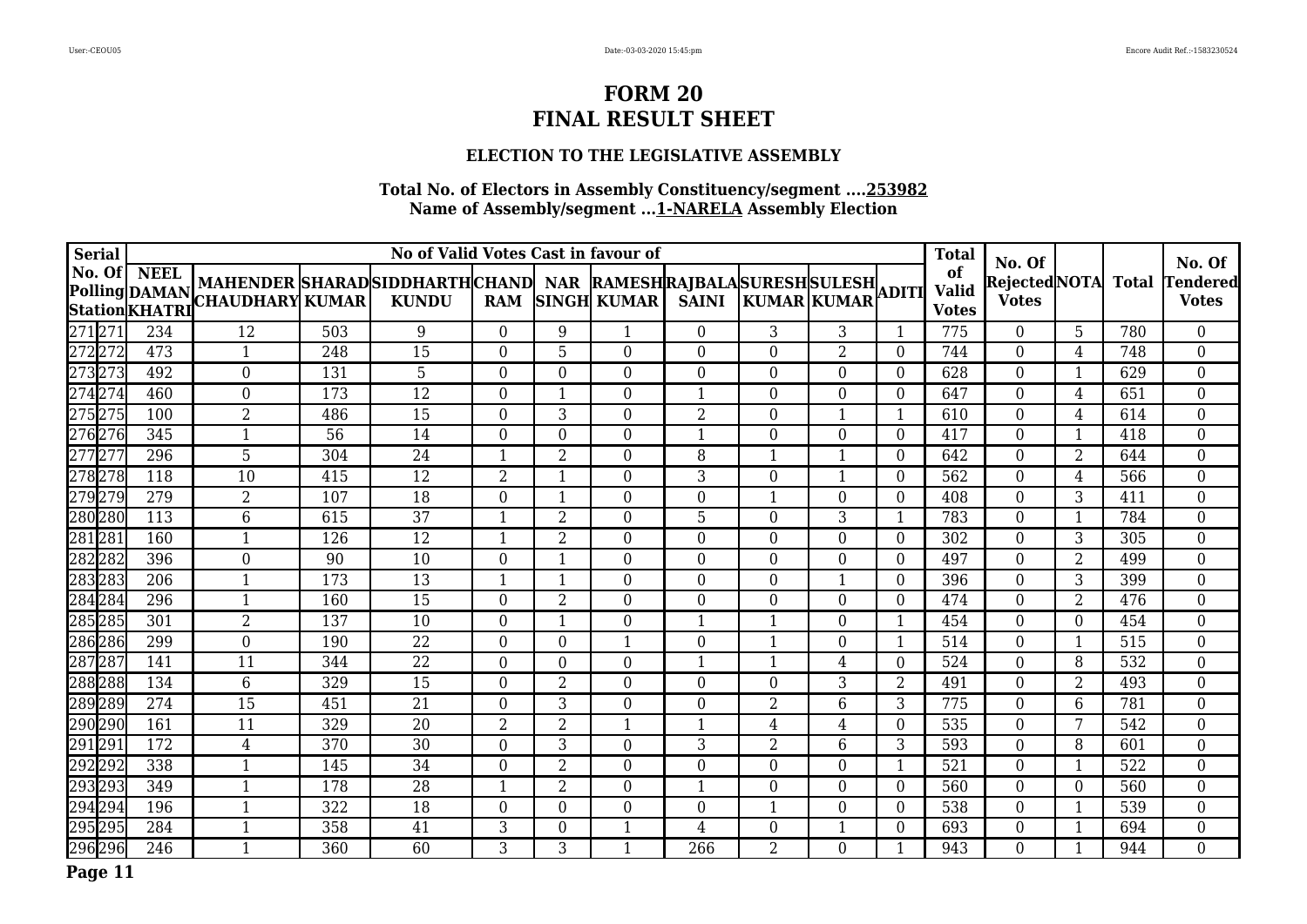# FORM 20
# FINAL RESULT SHEET

### ELECTION TO THE LEGISLATIVE ASSEMBLY

**Total No. of Electors in Assembly Constituency/segment ....253982**
**Name of Assembly/segment ...1-NARELA Assembly Election**

| Serial No. Of Polling Station | | No of Valid Votes Cast in favour of | | | | | | | | | | | Total of Valid Votes | No. Of Rejected Votes | NOTA | Total | No. Of Tendered Votes |
|---|---|---|---|---|---|---|---|---|---|---|---|---|---|---|---|---|---|
| | | NEEL DAMAN KHATRI | MAHENDER CHAUDHARY | SHARAD KUMAR | SIDDHARTH KUNDU | CHAND RAM | NAR SINGH | RAMESH KUMAR | RAJBALA SAINI | SURESH KUMAR | SULESH KUMAR | ADITI | | | | | |
| 271 | 271 | 234 | 12 | 503 | 9 | 0 | 9 | 1 | 0 | 3 | 3 | 1 | 775 | 0 | 5 | 780 | 0 |
| 272 | 272 | 473 | 1 | 248 | 15 | 0 | 5 | 0 | 0 | 0 | 2 | 0 | 744 | 0 | 4 | 748 | 0 |
| 273 | 273 | 492 | 0 | 131 | 5 | 0 | 0 | 0 | 0 | 0 | 0 | 0 | 628 | 0 | 1 | 629 | 0 |
| 274 | 274 | 460 | 0 | 173 | 12 | 0 | 1 | 0 | 1 | 0 | 0 | 0 | 647 | 0 | 4 | 651 | 0 |
| 275 | 275 | 100 | 2 | 486 | 15 | 0 | 3 | 0 | 2 | 0 | 1 | 1 | 610 | 0 | 4 | 614 | 0 |
| 276 | 276 | 345 | 1 | 56 | 14 | 0 | 0 | 0 | 1 | 0 | 0 | 0 | 417 | 0 | 1 | 418 | 0 |
| 277 | 277 | 296 | 5 | 304 | 24 | 1 | 2 | 0 | 8 | 1 | 1 | 0 | 642 | 0 | 2 | 644 | 0 |
| 278 | 278 | 118 | 10 | 415 | 12 | 2 | 1 | 0 | 3 | 0 | 1 | 0 | 562 | 0 | 4 | 566 | 0 |
| 279 | 279 | 279 | 2 | 107 | 18 | 0 | 1 | 0 | 0 | 1 | 0 | 0 | 408 | 0 | 3 | 411 | 0 |
| 280 | 280 | 113 | 6 | 615 | 37 | 1 | 2 | 0 | 5 | 0 | 3 | 1 | 783 | 0 | 1 | 784 | 0 |
| 281 | 281 | 160 | 1 | 126 | 12 | 1 | 2 | 0 | 0 | 0 | 0 | 0 | 302 | 0 | 3 | 305 | 0 |
| 282 | 282 | 396 | 0 | 90 | 10 | 0 | 1 | 0 | 0 | 0 | 0 | 0 | 497 | 0 | 2 | 499 | 0 |
| 283 | 283 | 206 | 1 | 173 | 13 | 1 | 1 | 0 | 0 | 0 | 1 | 0 | 396 | 0 | 3 | 399 | 0 |
| 284 | 284 | 296 | 1 | 160 | 15 | 0 | 2 | 0 | 0 | 0 | 0 | 0 | 474 | 0 | 2 | 476 | 0 |
| 285 | 285 | 301 | 2 | 137 | 10 | 0 | 1 | 0 | 1 | 1 | 0 | 1 | 454 | 0 | 0 | 454 | 0 |
| 286 | 286 | 299 | 0 | 190 | 22 | 0 | 0 | 1 | 0 | 1 | 0 | 1 | 514 | 0 | 1 | 515 | 0 |
| 287 | 287 | 141 | 11 | 344 | 22 | 0 | 0 | 0 | 1 | 1 | 4 | 0 | 524 | 0 | 8 | 532 | 0 |
| 288 | 288 | 134 | 6 | 329 | 15 | 0 | 2 | 0 | 0 | 0 | 3 | 2 | 491 | 0 | 2 | 493 | 0 |
| 289 | 289 | 274 | 15 | 451 | 21 | 0 | 3 | 0 | 0 | 2 | 6 | 3 | 775 | 0 | 6 | 781 | 0 |
| 290 | 290 | 161 | 11 | 329 | 20 | 2 | 2 | 1 | 1 | 4 | 4 | 0 | 535 | 0 | 7 | 542 | 0 |
| 291 | 291 | 172 | 4 | 370 | 30 | 0 | 3 | 0 | 3 | 2 | 6 | 3 | 593 | 0 | 8 | 601 | 0 |
| 292 | 292 | 338 | 1 | 145 | 34 | 0 | 2 | 0 | 0 | 0 | 0 | 1 | 521 | 0 | 1 | 522 | 0 |
| 293 | 293 | 349 | 1 | 178 | 28 | 1 | 2 | 0 | 1 | 0 | 0 | 0 | 560 | 0 | 0 | 560 | 0 |
| 294 | 294 | 196 | 1 | 322 | 18 | 0 | 0 | 0 | 0 | 1 | 0 | 0 | 538 | 0 | 1 | 539 | 0 |
| 295 | 295 | 284 | 1 | 358 | 41 | 3 | 0 | 1 | 4 | 0 | 1 | 0 | 693 | 0 | 1 | 694 | 0 |
| 296 | 296 | 246 | 1 | 360 | 60 | 3 | 3 | 1 | 266 | 2 | 0 | 1 | 943 | 0 | 1 | 944 | 0 |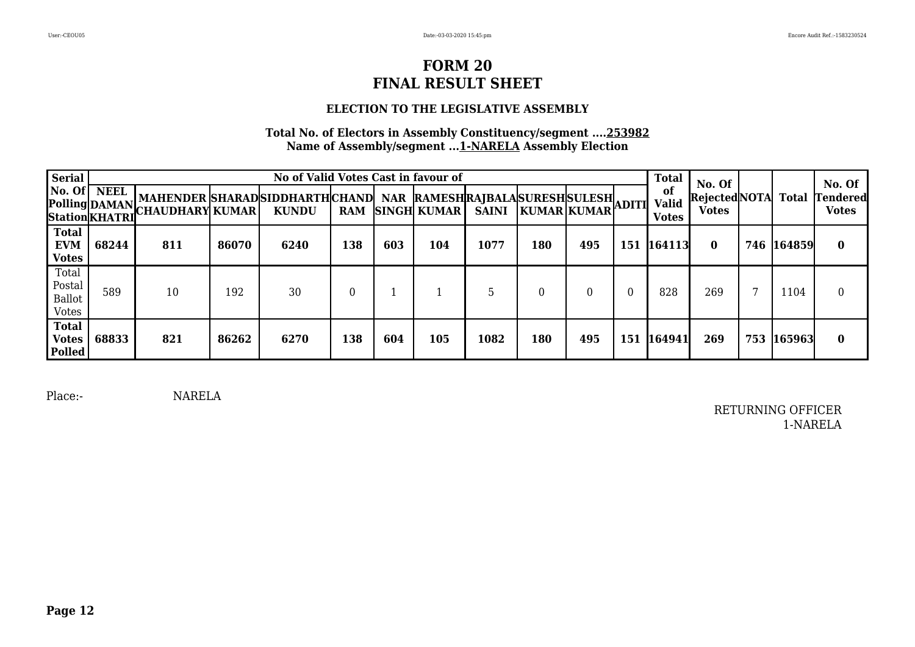# FORM 20
# FINAL RESULT SHEET

### ELECTION TO THE LEGISLATIVE ASSEMBLY

**Total No. of Electors in Assembly Constituency/segment ....253982**
**Name of Assembly/segment ...1-NARELA Assembly Election**

| Serial No. Of Polling Station | No of Valid Votes Cast in favour of | | | | | | | | | | | Total of Valid Votes | No. Of Rejected Votes | NOTA | Total | No. Of Tendered Votes |
|---|---|---|---|---|---|---|---|---|---|---|---|---|---|---|---|---|
| | NEEL DAMAN KHATRI | MAHENDER CHAUDHARY | SHARAD KUMAR | SIDDHARTH KUNDU | CHAND RAM | NAR SINGH | RAMESH KUMAR | RAJBALA SAINI | SURESH KUMAR | SULESH KUMAR | ADITI | | | | | |
| **Total EVM Votes** | **68244** | **811** | **86070** | **6240** | **138** | **603** | **104** | **1077** | **180** | **495** | **151** | **164113** | **0** | **746** | **164859** | **0** |
| Total Postal Ballot Votes | 589 | 10 | 192 | 30 | 0 | 1 | 1 | 5 | 0 | 0 | 0 | 828 | 269 | 7 | 1104 | 0 |
| **Total Votes Polled** | **68833** | **821** | **86262** | **6270** | **138** | **604** | **105** | **1082** | **180** | **495** | **151** | **164941** | **269** | **753** | **165963** | **0** |

Place:- NARELA

RETURNING OFFICER
1-NARELA